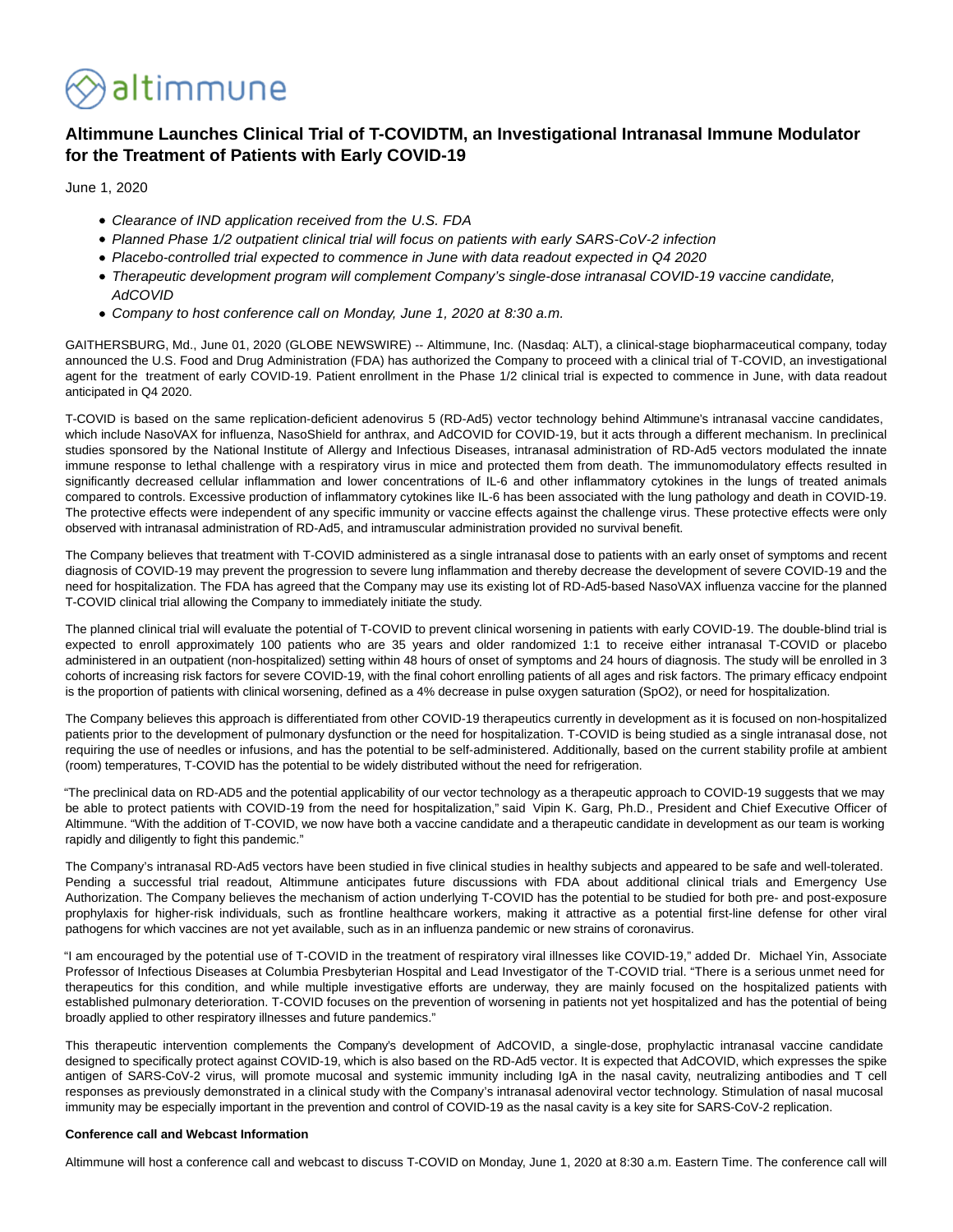altimmune

# Altimmune Launches Clinical Trial of T-COVIDTM, an Investigational Intranasal Immune Modulator for the Treatment of Patients with Early COVID-19

June 1, 2020

- *Clearance of IND application received from the U.S. FDA*
- *Planned Phase 1/2 outpatient clinical trial will focus on patients with early SARS-CoV-2 infection*
- *Placebo-controlled trial expected to commence in June with data readout expected in Q4 2020*
- *Therapeutic development program will complement Company's single-dose intranasal COVID-19 vaccine candidate, AdCOVID*
- *Company to host conference call on Monday, June 1, 2020 at 8:30 a.m.*

GAITHERSBURG, Md., June 01, 2020 (GLOBE NEWSWIRE) -- Altimmune, Inc. (Nasdaq: ALT), a clinical-stage biopharmaceutical company, today announced the U.S. Food and Drug Administration (FDA) has authorized the Company to proceed with a clinical trial of T-COVID, an investigational agent for the treatment of early COVID-19. Patient enrollment in the Phase 1/2 clinical trial is expected to commence in June, with data readout anticipated in Q4 2020.

T-COVID is based on the same replication-deficient adenovirus 5 (RD-Ad5) vector technology behind Altimmune's intranasal vaccine candidates, which include NasoVAX for influenza, NasoShield for anthrax, and AdCOVID for COVID-19, but it acts through a different mechanism. In preclinical studies sponsored by the National Institute of Allergy and Infectious Diseases, intranasal administration of RD-Ad5 vectors modulated the innate immune response to lethal challenge with a respiratory virus in mice and protected them from death. The immunomodulatory effects resulted in significantly decreased cellular inflammation and lower concentrations of IL-6 and other inflammatory cytokines in the lungs of treated animals compared to controls. Excessive production of inflammatory cytokines like IL-6 has been associated with the lung pathology and death in COVID-19. The protective effects were independent of any specific immunity or vaccine effects against the challenge virus. These protective effects were only observed with intranasal administration of RD-Ad5, and intramuscular administration provided no survival benefit.

The Company believes that treatment with T-COVID administered as a single intranasal dose to patients with an early onset of symptoms and recent diagnosis of COVID-19 may prevent the progression to severe lung inflammation and thereby decrease the development of severe COVID-19 and the need for hospitalization. The FDA has agreed that the Company may use its existing lot of RD-Ad5-based NasoVAX influenza vaccine for the planned T-COVID clinical trial allowing the Company to immediately initiate the study.

The planned clinical trial will evaluate the potential of T-COVID to prevent clinical worsening in patients with early COVID-19. The double-blind trial is expected to enroll approximately 100 patients who are 35 years and older randomized 1:1 to receive either intranasal T-COVID or placebo administered in an outpatient (non-hospitalized) setting within 48 hours of onset of symptoms and 24 hours of diagnosis. The study will be enrolled in 3 cohorts of increasing risk factors for severe COVID-19, with the final cohort enrolling patients of all ages and risk factors. The primary efficacy endpoint is the proportion of patients with clinical worsening, defined as a 4% decrease in pulse oxygen saturation (SpO2), or need for hospitalization.

The Company believes this approach is differentiated from other COVID-19 therapeutics currently in development as it is focused on non-hospitalized patients prior to the development of pulmonary dysfunction or the need for hospitalization. T-COVID is being studied as a single intranasal dose, not requiring the use of needles or infusions, and has the potential to be self-administered. Additionally, based on the current stability profile at ambient (room) temperatures, T-COVID has the potential to be widely distributed without the need for refrigeration.

"The preclinical data on RD-AD5 and the potential applicability of our vector technology as a therapeutic approach to COVID-19 suggests that we may be able to protect patients with COVID-19 from the need for hospitalization," said Vipin K. Garg, Ph.D., President and Chief Executive Officer of Altimmune. "With the addition of T-COVID, we now have both a vaccine candidate and a therapeutic candidate in development as our team is working rapidly and diligently to fight this pandemic."

The Company's intranasal RD-Ad5 vectors have been studied in five clinical studies in healthy subjects and appeared to be safe and well-tolerated. Pending a successful trial readout, Altimmune anticipates future discussions with FDA about additional clinical trials and Emergency Use Authorization. The Company believes the mechanism of action underlying T-COVID has the potential to be studied for both pre- and post-exposure prophylaxis for higher-risk individuals, such as frontline healthcare workers, making it attractive as a potential first-line defense for other viral pathogens for which vaccines are not yet available, such as in an influenza pandemic or new strains of coronavirus.

"I am encouraged by the potential use of T-COVID in the treatment of respiratory viral illnesses like COVID-19," added Dr. Michael Yin, Associate Professor of Infectious Diseases at Columbia Presbyterian Hospital and Lead Investigator of the T-COVID trial. "There is a serious unmet need for therapeutics for this condition, and while multiple investigative efforts are underway, they are mainly focused on the hospitalized patients with established pulmonary deterioration. T-COVID focuses on the prevention of worsening in patients not yet hospitalized and has the potential of being broadly applied to other respiratory illnesses and future pandemics."

This therapeutic intervention complements the Company's development of AdCOVID, a single-dose, prophylactic intranasal vaccine candidate designed to specifically protect against COVID-19, which is also based on the RD-Ad5 vector. It is expected that AdCOVID, which expresses the spike antigen of SARS-CoV-2 virus, will promote mucosal and systemic immunity including IgA in the nasal cavity, neutralizing antibodies and T cell responses as previously demonstrated in a clinical study with the Company's intranasal adenoviral vector technology. Stimulation of nasal mucosal immunity may be especially important in the prevention and control of COVID-19 as the nasal cavity is a key site for SARS-CoV-2 replication.

**Conference call and Webcast Information**

Altimmune will host a conference call and webcast to discuss T-COVID on Monday, June 1, 2020 at 8:30 a.m. Eastern Time. The conference call will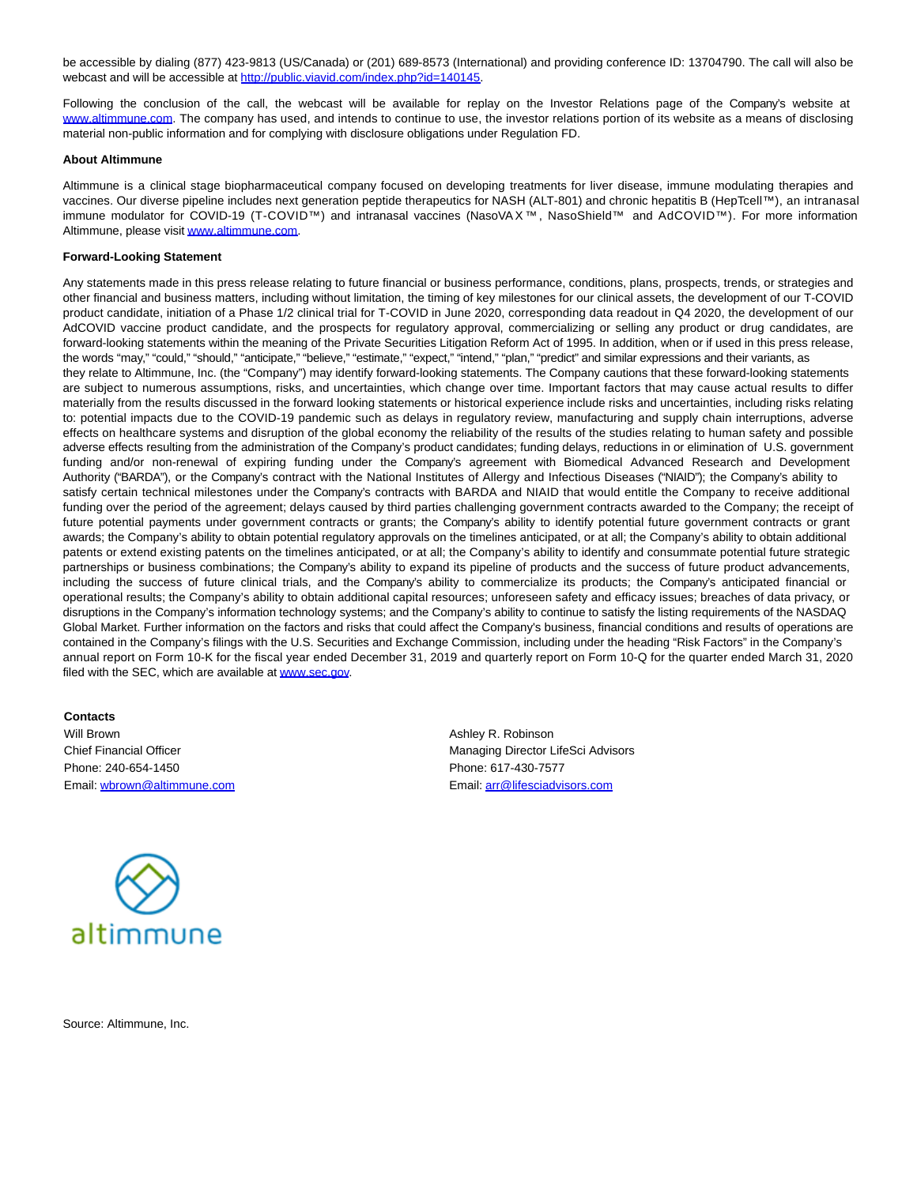be accessible by dialing (877) 423-9813 (US/Canada) or (201) 689-8573 (International) and providing conference ID: 13704790. The call will also be webcast and will be accessible at http://public.viavid.com/index.php?id=140145.

Following the conclusion of the call, the webcast will be available for replay on the Investor Relations page of the Company's website at www.altimmune.com. The company has used, and intends to continue to use, the investor relations portion of its website as a means of disclosing material non-public information and for complying with disclosure obligations under Regulation FD.

**About Altimmune**

Altimmune is a clinical stage biopharmaceutical company focused on developing treatments for liver disease, immune modulating therapies and vaccines. Our diverse pipeline includes next generation peptide therapeutics for NASH (ALT-801) and chronic hepatitis B (HepTcell™), an intranasal immune modulator for COVID-19 (T-COVID™) and intranasal vaccines (NasoVAX™, NasoShield™ and AdCOVID™). For more information Altimmune, please visit www.altimmune.com.

**Forward-Looking Statement**

Any statements made in this press release relating to future financial or business performance, conditions, plans, prospects, trends, or strategies and other financial and business matters, including without limitation, the timing of key milestones for our clinical assets, the development of our T-COVID product candidate, initiation of a Phase 1/2 clinical trial for T-COVID in June 2020, corresponding data readout in Q4 2020, the development of our AdCOVID vaccine product candidate, and the prospects for regulatory approval, commercializing or selling any product or drug candidates, are forward-looking statements within the meaning of the Private Securities Litigation Reform Act of 1995. In addition, when or if used in this press release, the words "may," "could," "should," "anticipate," "believe," "estimate," "expect," "intend," "plan," "predict" and similar expressions and their variants, as they relate to Altimmune, Inc. (the "Company") may identify forward-looking statements. The Company cautions that these forward-looking statements are subject to numerous assumptions, risks, and uncertainties, which change over time. Important factors that may cause actual results to differ materially from the results discussed in the forward looking statements or historical experience include risks and uncertainties, including risks relating to: potential impacts due to the COVID-19 pandemic such as delays in regulatory review, manufacturing and supply chain interruptions, adverse effects on healthcare systems and disruption of the global economy the reliability of the results of the studies relating to human safety and possible adverse effects resulting from the administration of the Company's product candidates; funding delays, reductions in or elimination of U.S. government funding and/or non-renewal of expiring funding under the Company's agreement with Biomedical Advanced Research and Development Authority ("BARDA"), or the Company's contract with the National Institutes of Allergy and Infectious Diseases ("NIAID"); the Company's ability to satisfy certain technical milestones under the Company's contracts with BARDA and NIAID that would entitle the Company to receive additional funding over the period of the agreement; delays caused by third parties challenging government contracts awarded to the Company; the receipt of future potential payments under government contracts or grants; the Company's ability to identify potential future government contracts or grant awards; the Company's ability to obtain potential regulatory approvals on the timelines anticipated, or at all; the Company's ability to obtain additional patents or extend existing patents on the timelines anticipated, or at all; the Company's ability to identify and consummate potential future strategic partnerships or business combinations; the Company's ability to expand its pipeline of products and the success of future product advancements, including the success of future clinical trials, and the Company's ability to commercialize its products; the Company's anticipated financial or operational results; the Company's ability to obtain additional capital resources; unforeseen safety and efficacy issues; breaches of data privacy, or disruptions in the Company's information technology systems; and the Company's ability to continue to satisfy the listing requirements of the NASDAQ Global Market. Further information on the factors and risks that could affect the Company's business, financial conditions and results of operations are contained in the Company's filings with the U.S. Securities and Exchange Commission, including under the heading "Risk Factors" in the Company's annual report on Form 10-K for the fiscal year ended December 31, 2019 and quarterly report on Form 10-Q for the quarter ended March 31, 2020 filed with the SEC, which are available at www.sec.gov.

**Contacts**

Will Brown
Chief Financial Officer
Phone: 240-654-1450
Email: wbrown@altimmune.com

Ashley R. Robinson
Managing Director LifeSci Advisors
Phone: 617-430-7577
Email: arr@lifesciadvisors.com

altimmune

Source: Altimmune, Inc.